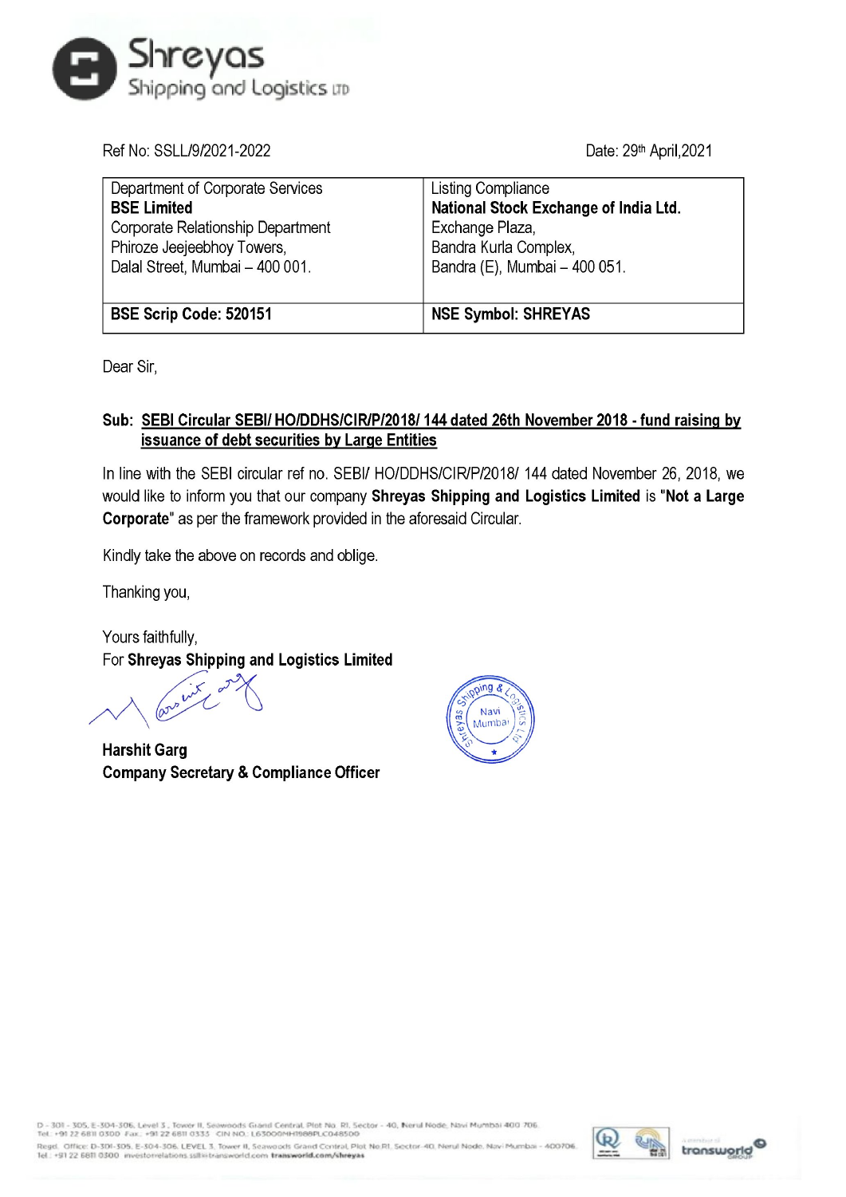Ref No: SSLL/9/2021-2022

Date: 29th April,2021

| Department of Corporate Services<br>**BSE Limited**<br>Corporate Relationship Department<br>Phiroze Jeejeebhoy Towers,<br>Dalal Street, Mumbai – 400 001. | Listing Compliance<br>**National Stock Exchange of India Ltd.**<br>Exchange Plaza,<br>Bandra Kurla Complex,<br>Bandra (E), Mumbai – 400 051. |
|---|---|
| **BSE Scrip Code: 520151** | **NSE Symbol: SHREYAS** |

Dear Sir,

**Sub: SEBI Circular SEBI/ HO/DDHS/CIR/P/2018/ 144 dated 26th November 2018 - fund raising by issuance of debt securities by Large Entities**

In line with the SEBI circular ref no. SEBI/ HO/DDHS/CIR/P/2018/ 144 dated November 26, 2018, we would like to inform you that our company **Shreyas Shipping and Logistics Limited** is "**Not a Large Corporate**" as per the framework provided in the aforesaid Circular.

Kindly take the above on records and oblige.

Thanking you,

Yours faithfully,
For **Shreyas Shipping and Logistics Limited**

**Harshit Garg**
**Company Secretary & Compliance Officer**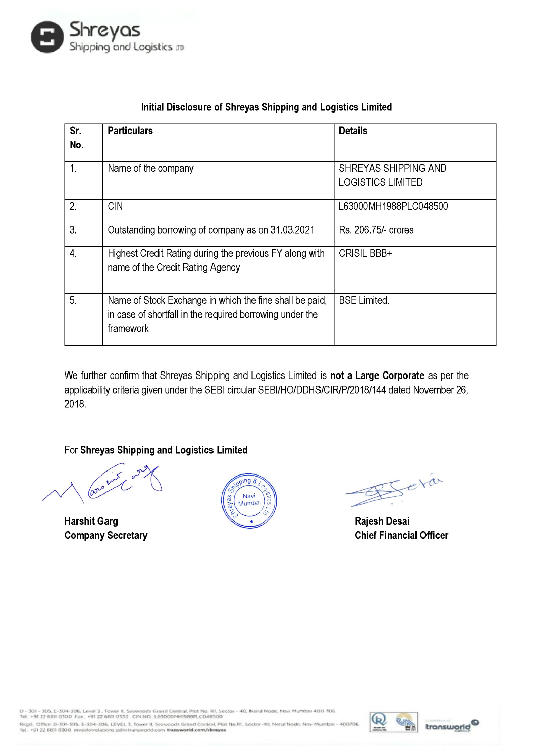### Initial Disclosure of Shreyas Shipping and Logistics Limited

| Sr. No. | Particulars | Details |
|---|---|---|
| 1. | Name of the company | SHREYAS SHIPPING AND LOGISTICS LIMITED |
| 2. | CIN | L63000MH1988PLC048500 |
| 3. | Outstanding borrowing of company as on 31.03.2021 | Rs. 206.75/- crores |
| 4. | Highest Credit Rating during the previous FY along with name of the Credit Rating Agency | CRISIL BBB+ |
| 5. | Name of Stock Exchange in which the fine shall be paid, in case of shortfall in the required borrowing under the framework | BSE Limited. |

We further confirm that Shreyas Shipping and Logistics Limited is **not a Large Corporate** as per the applicability criteria given under the SEBI circular SEBI/HO/DDHS/CIR/P/2018/144 dated November 26, 2018.

For **Shreyas Shipping and Logistics Limited**

**Harshit Garg**
**Company Secretary**

**Rajesh Desai**
**Chief Financial Officer**